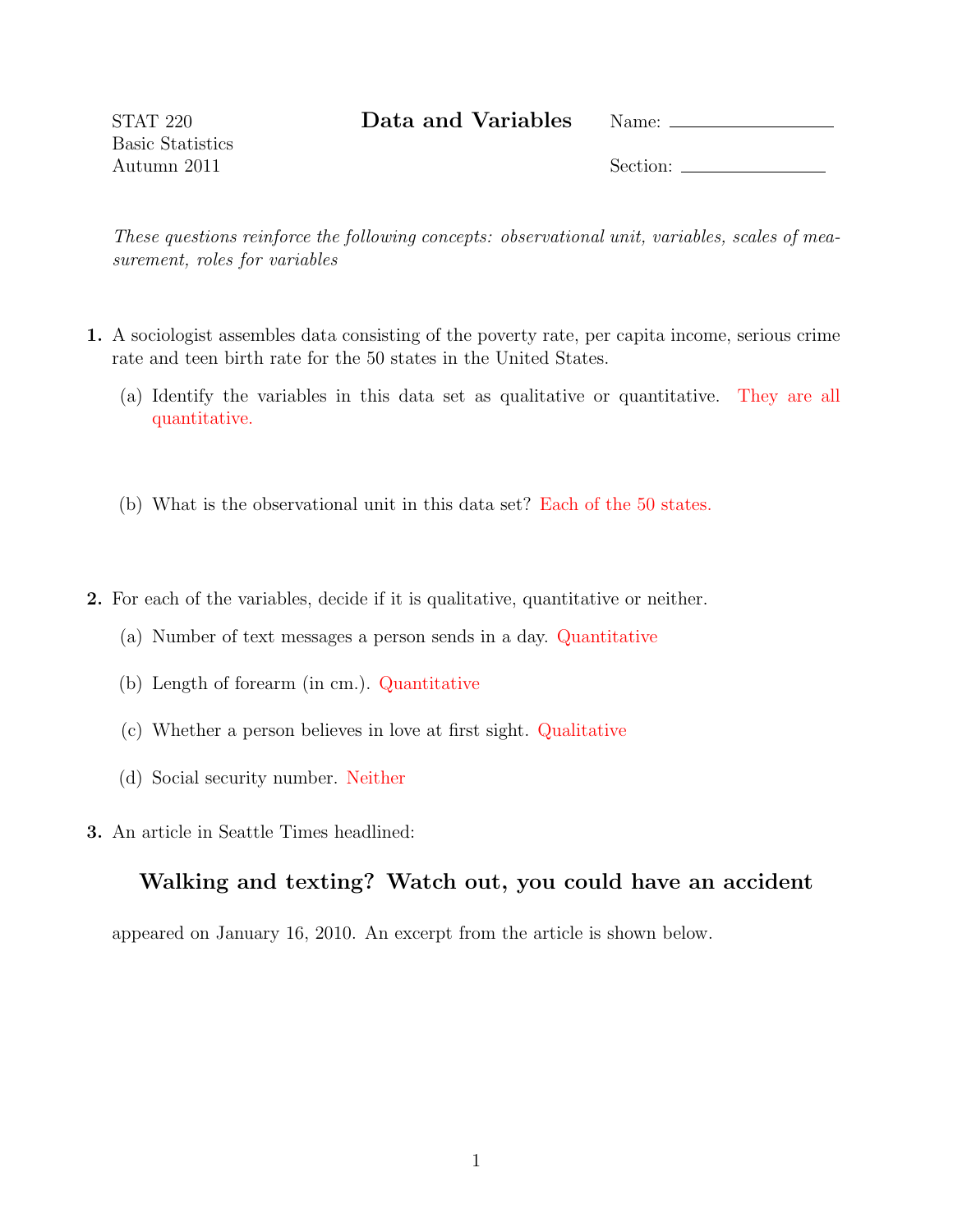STAT 220
Basic Statistics
Autumn 2011

# Data and Variables

Name: ____________

Section: ____________

*These questions reinforce the following concepts: observational unit, variables, scales of measurement, roles for variables*

**1.** A sociologist assembles data consisting of the poverty rate, per capita income, serious crime rate and teen birth rate for the 50 states in the United States.

(a) Identify the variables in this data set as qualitative or quantitative. They are all quantitative.

(b) What is the observational unit in this data set? Each of the 50 states.

**2.** For each of the variables, decide if it is qualitative, quantitative or neither.

(a) Number of text messages a person sends in a day. Quantitative

(b) Length of forearm (in cm.). Quantitative

(c) Whether a person believes in love at first sight. Qualitative

(d) Social security number. Neither

**3.** An article in Seattle Times headlined:

### Walking and texting? Watch out, you could have an accident

appeared on January 16, 2010. An excerpt from the article is shown below.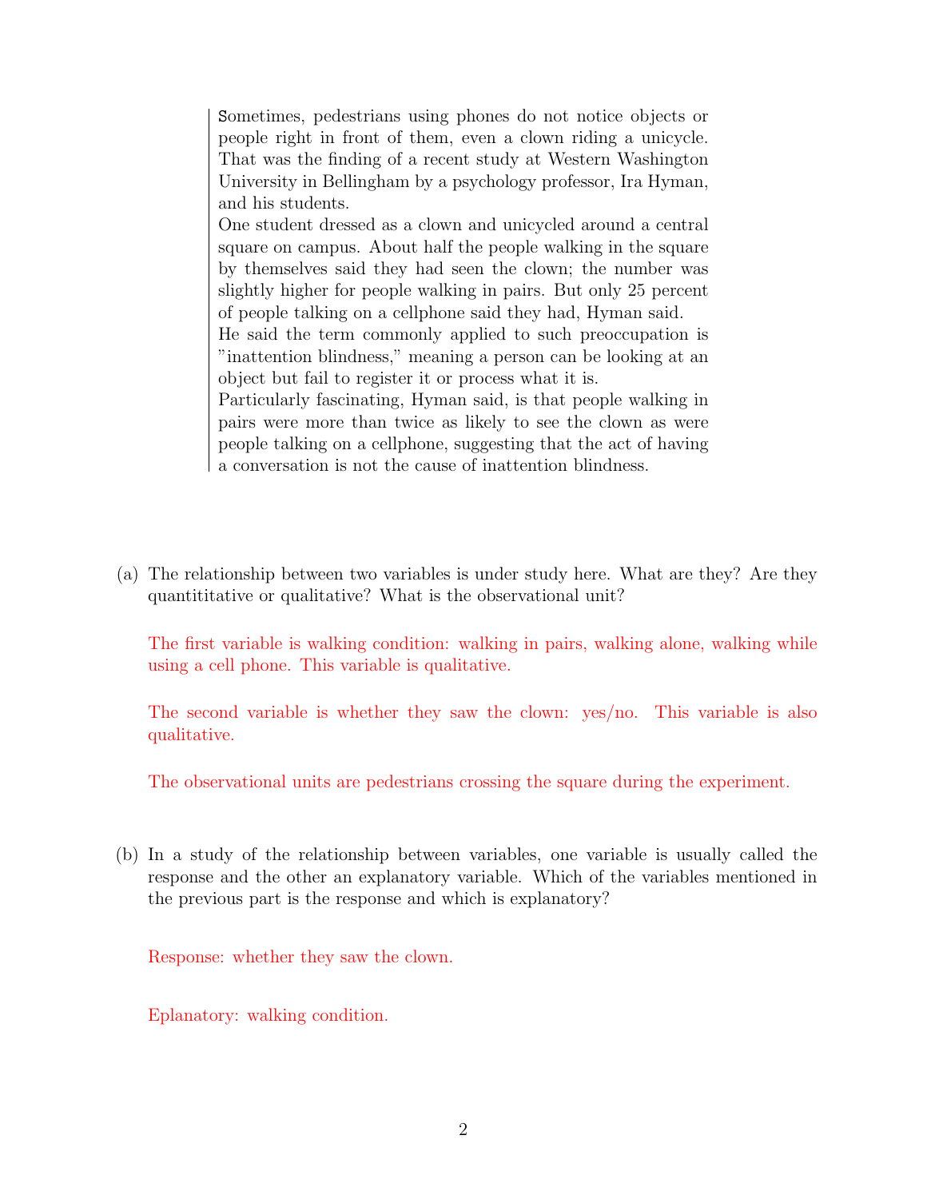> Sometimes, pedestrians using phones do not notice objects or people right in front of them, even a clown riding a unicycle. That was the finding of a recent study at Western Washington University in Bellingham by a psychology professor, Ira Hyman, and his students.
> One student dressed as a clown and unicycled around a central square on campus. About half the people walking in the square by themselves said they had seen the clown; the number was slightly higher for people walking in pairs. But only 25 percent of people talking on a cellphone said they had, Hyman said.
> He said the term commonly applied to such preoccupation is "inattention blindness," meaning a person can be looking at an object but fail to register it or process what it is.
> Particularly fascinating, Hyman said, is that people walking in pairs were more than twice as likely to see the clown as were people talking on a cellphone, suggesting that the act of having a conversation is not the cause of inattention blindness.

(a) The relationship between two variables is under study here. What are they? Are they quantititative or qualitative? What is the observational unit?

The first variable is walking condition: walking in pairs, walking alone, walking while using a cell phone. This variable is qualitative.

The second variable is whether they saw the clown: yes/no. This variable is also qualitative.

The observational units are pedestrians crossing the square during the experiment.

(b) In a study of the relationship between variables, one variable is usually called the response and the other an explanatory variable. Which of the variables mentioned in the previous part is the response and which is explanatory?

Response: whether they saw the clown.

Eplanatory: walking condition.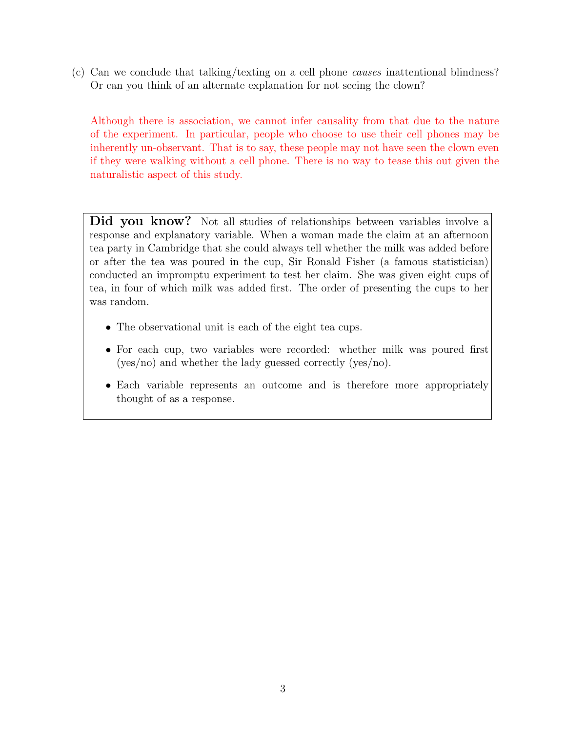(c) Can we conclude that talking/texting on a cell phone *causes* inattentional blindness? Or can you think of an alternate explanation for not seeing the clown?

Although there is association, we cannot infer causality from that due to the nature of the experiment. In particular, people who choose to use their cell phones may be inherently un-observant. That is to say, these people may not have seen the clown even if they were walking without a cell phone. There is no way to tease this out given the naturalistic aspect of this study.

**Did you know?** Not all studies of relationships between variables involve a response and explanatory variable. When a woman made the claim at an afternoon tea party in Cambridge that she could always tell whether the milk was added before or after the tea was poured in the cup, Sir Ronald Fisher (a famous statistician) conducted an impromptu experiment to test her claim. She was given eight cups of tea, in four of which milk was added first. The order of presenting the cups to her was random.

- The observational unit is each of the eight tea cups.
- For each cup, two variables were recorded: whether milk was poured first (yes/no) and whether the lady guessed correctly (yes/no).
- Each variable represents an outcome and is therefore more appropriately thought of as a response.